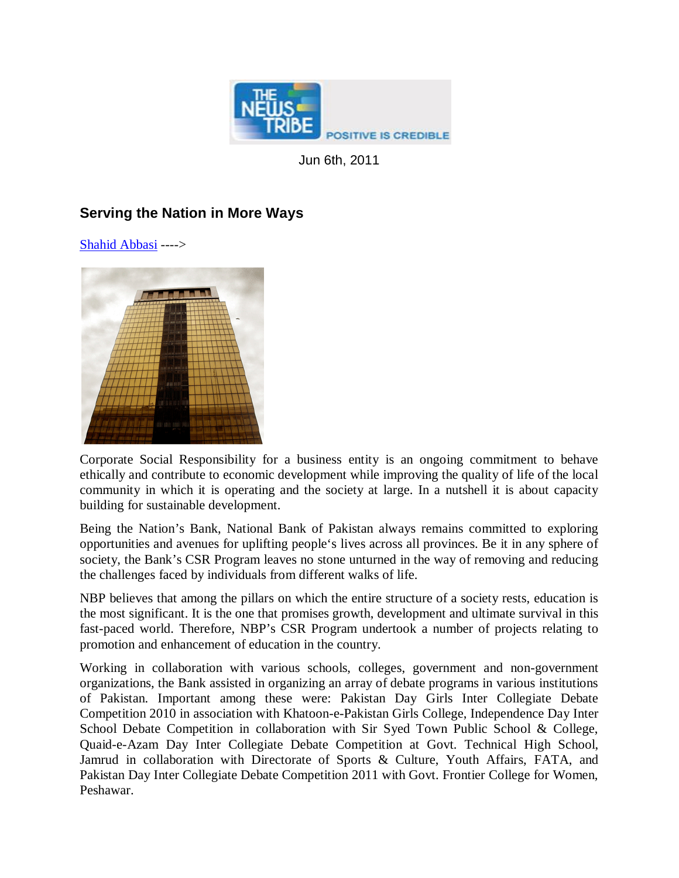Jun 6th, 2011

## Serving the Nation in More Ways

Shahid Abbasi ---->

Corporate Social Responsibility for a business entity is an ongoing commitment to behave ethically and contribute to economic development while improving the quality of life of the local community in which it is operating and the society at large. In a nutshell it is about capacity building for sustainable development.

Being the Nation's Bank, National Bank of Pakistan always remains committed to exploring opportunities and avenues for uplifting people's lives across all provinces. Be it in any sphere of society, the Bank's CSR Program leaves no stone unturned in the way of removing and reducing the challenges faced by individuals from different walks of life.

NBP believes that among the pillars on which the entire structure of a society rests, education is the most significant. It is the one that promises growth, development and ultimate survival in this fast-paced world. Therefore, NBP's CSR Program undertook a number of projects relating to promotion and enhancement of education in the country.

Working in collaboration with various schools, colleges, government and non-government organizations, the Bank assisted in organizing an array of debate programs in various institutions of Pakistan. Important among these were: Pakistan Day Girls Inter Collegiate Debate Competition 2010 in association with Khatoon-e-Pakistan Girls College, Independence Day Inter School Debate Competition in collaboration with Sir Syed Town Public School & College, Quaid-e-Azam Day Inter Collegiate Debate Competition at Govt. Technical High School, Jamrud in collaboration with Directorate of Sports & Culture, Youth Affairs, FATA, and Pakistan Day Inter Collegiate Debate Competition 2011 with Govt. Frontier College for Women, Peshawar.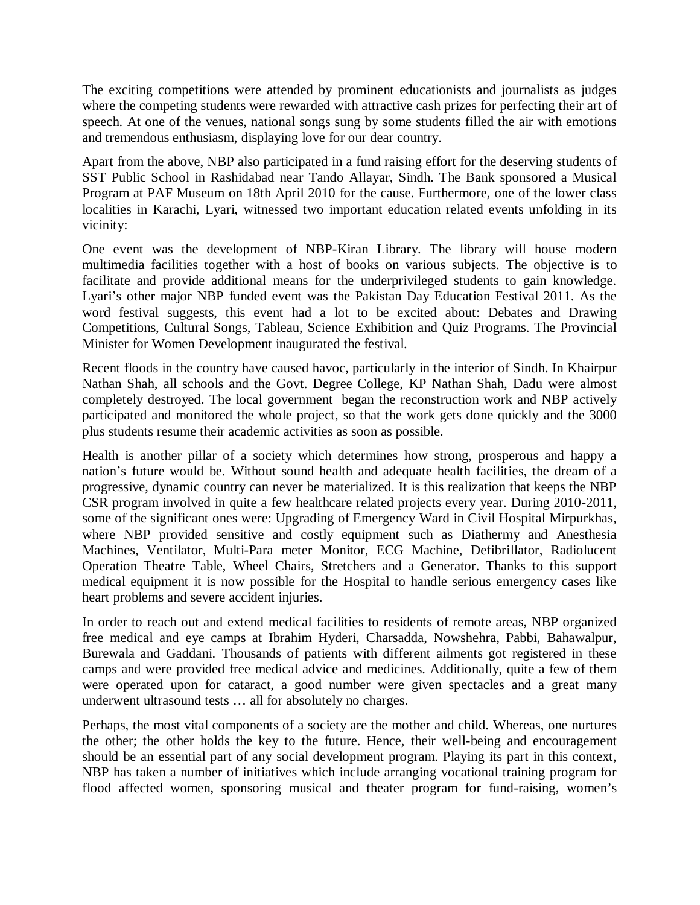The exciting competitions were attended by prominent educationists and journalists as judges where the competing students were rewarded with attractive cash prizes for perfecting their art of speech. At one of the venues, national songs sung by some students filled the air with emotions and tremendous enthusiasm, displaying love for our dear country.

Apart from the above, NBP also participated in a fund raising effort for the deserving students of SST Public School in Rashidabad near Tando Allayar, Sindh. The Bank sponsored a Musical Program at PAF Museum on 18th April 2010 for the cause. Furthermore, one of the lower class localities in Karachi, Lyari, witnessed two important education related events unfolding in its vicinity:

One event was the development of NBP-Kiran Library. The library will house modern multimedia facilities together with a host of books on various subjects. The objective is to facilitate and provide additional means for the underprivileged students to gain knowledge. Lyari's other major NBP funded event was the Pakistan Day Education Festival 2011. As the word festival suggests, this event had a lot to be excited about: Debates and Drawing Competitions, Cultural Songs, Tableau, Science Exhibition and Quiz Programs. The Provincial Minister for Women Development inaugurated the festival.

Recent floods in the country have caused havoc, particularly in the interior of Sindh. In Khairpur Nathan Shah, all schools and the Govt. Degree College, KP Nathan Shah, Dadu were almost completely destroyed. The local government began the reconstruction work and NBP actively participated and monitored the whole project, so that the work gets done quickly and the 3000 plus students resume their academic activities as soon as possible.

Health is another pillar of a society which determines how strong, prosperous and happy a nation's future would be. Without sound health and adequate health facilities, the dream of a progressive, dynamic country can never be materialized. It is this realization that keeps the NBP CSR program involved in quite a few healthcare related projects every year. During 2010-2011, some of the significant ones were: Upgrading of Emergency Ward in Civil Hospital Mirpurkhas, where NBP provided sensitive and costly equipment such as Diathermy and Anesthesia Machines, Ventilator, Multi-Para meter Monitor, ECG Machine, Defibrillator, Radiolucent Operation Theatre Table, Wheel Chairs, Stretchers and a Generator. Thanks to this support medical equipment it is now possible for the Hospital to handle serious emergency cases like heart problems and severe accident injuries.

In order to reach out and extend medical facilities to residents of remote areas, NBP organized free medical and eye camps at Ibrahim Hyderi, Charsadda, Nowshehra, Pabbi, Bahawalpur, Burewala and Gaddani. Thousands of patients with different ailments got registered in these camps and were provided free medical advice and medicines. Additionally, quite a few of them were operated upon for cataract, a good number were given spectacles and a great many underwent ultrasound tests … all for absolutely no charges.

Perhaps, the most vital components of a society are the mother and child. Whereas, one nurtures the other; the other holds the key to the future. Hence, their well-being and encouragement should be an essential part of any social development program. Playing its part in this context, NBP has taken a number of initiatives which include arranging vocational training program for flood affected women, sponsoring musical and theater program for fund-raising, women's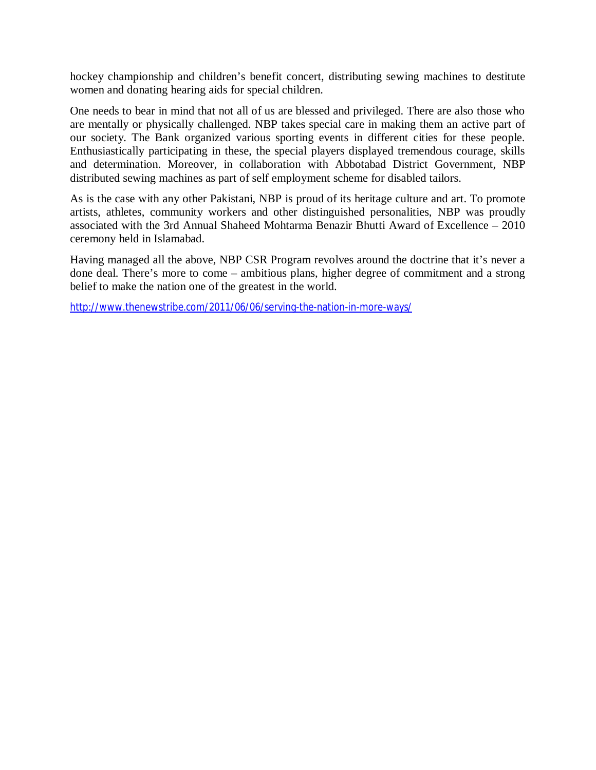hockey championship and children's benefit concert, distributing sewing machines to destitute women and donating hearing aids for special children.

One needs to bear in mind that not all of us are blessed and privileged. There are also those who are mentally or physically challenged. NBP takes special care in making them an active part of our society. The Bank organized various sporting events in different cities for these people. Enthusiastically participating in these, the special players displayed tremendous courage, skills and determination. Moreover, in collaboration with Abbotabad District Government, NBP distributed sewing machines as part of self employment scheme for disabled tailors.

As is the case with any other Pakistani, NBP is proud of its heritage culture and art. To promote artists, athletes, community workers and other distinguished personalities, NBP was proudly associated with the 3rd Annual Shaheed Mohtarma Benazir Bhutti Award of Excellence – 2010 ceremony held in Islamabad.

Having managed all the above, NBP CSR Program revolves around the doctrine that it's never a done deal. There's more to come – ambitious plans, higher degree of commitment and a strong belief to make the nation one of the greatest in the world.

http://www.thenewstribe.com/2011/06/06/serving-the-nation-in-more-ways/